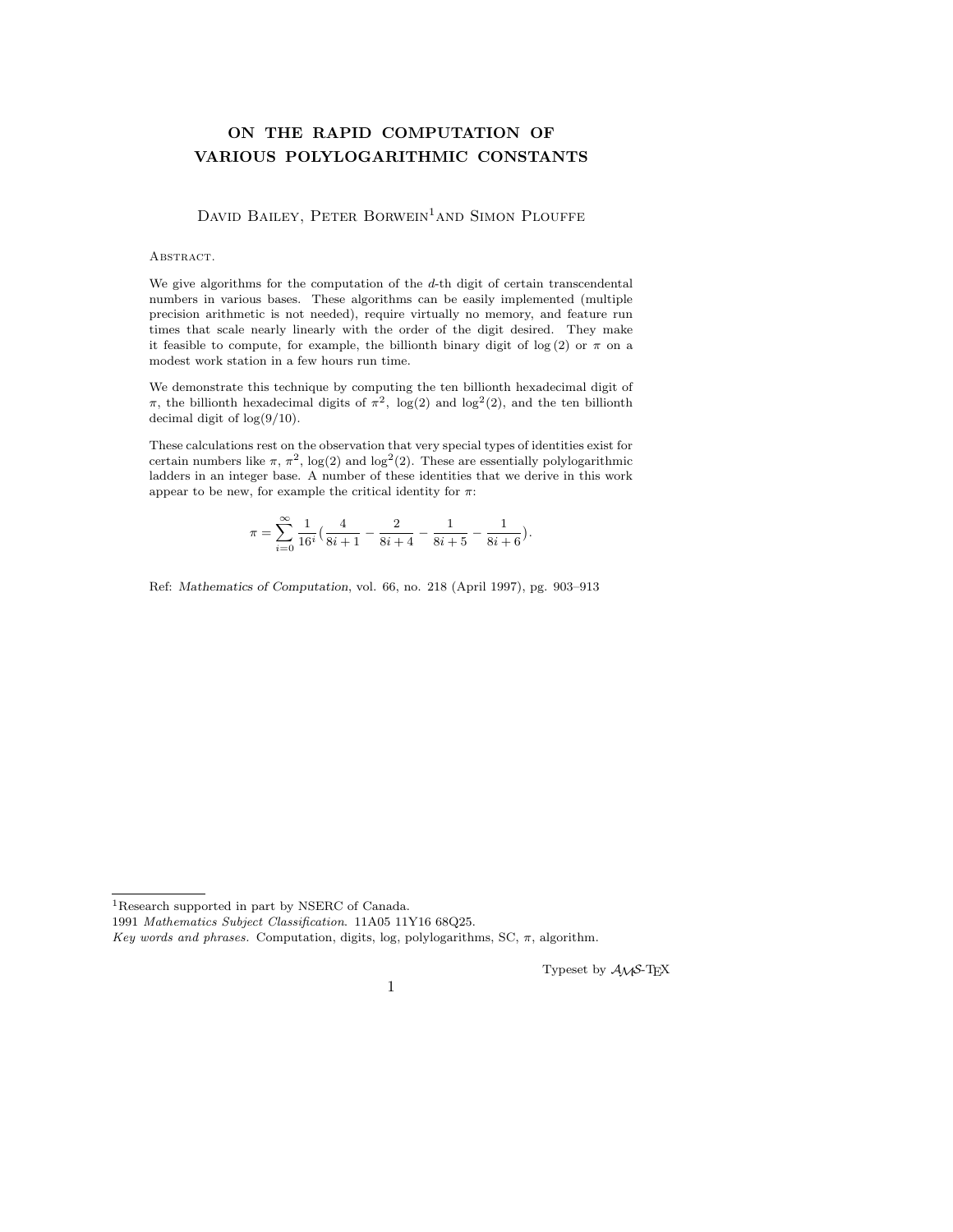# ON THE RAPID COMPUTATION OF VARIOUS POLYLOGARITHMIC CONSTANTS

David Bailey, Peter Borwein[1] and Simon Plouffe

Abstract.

We give algorithms for the computation of the $d$-th digit of certain transcendental numbers in various bases. These algorithms can be easily implemented (multiple precision arithmetic is not needed), require virtually no memory, and feature run times that scale nearly linearly with the order of the digit desired. They make it feasible to compute, for example, the billionth binary digit of $\log(2)$ or $\pi$ on a modest work station in a few hours run time.

We demonstrate this technique by computing the ten billionth hexadecimal digit of $\pi$, the billionth hexadecimal digits of $\pi^2$, $\log(2)$ and $\log^2(2)$, and the ten billionth decimal digit of $\log(9/10)$.

These calculations rest on the observation that very special types of identities exist for certain numbers like $\pi$, $\pi^2$, $\log(2)$ and $\log^2(2)$. These are essentially polylogarithmic ladders in an integer base. A number of these identities that we derive in this work appear to be new, for example the critical identity for $\pi$:

$$\pi = \sum_{i=0}^{\infty} \frac{1}{16^i}\left(\frac{4}{8i+1} - \frac{2}{8i+4} - \frac{1}{8i+5} - \frac{1}{8i+6}\right).$$

Ref: *Mathematics of Computation*, vol. 66, no. 218 (April 1997), pg. 903–913

---

[1] Research supported in part by NSERC of Canada.

1991 *Mathematics Subject Classification*. 11A05 11Y16 68Q25.

*Key words and phrases.* Computation, digits, log, polylogarithms, SC, $\pi$, algorithm.

Typeset by $\mathcal{AMS}$-TEX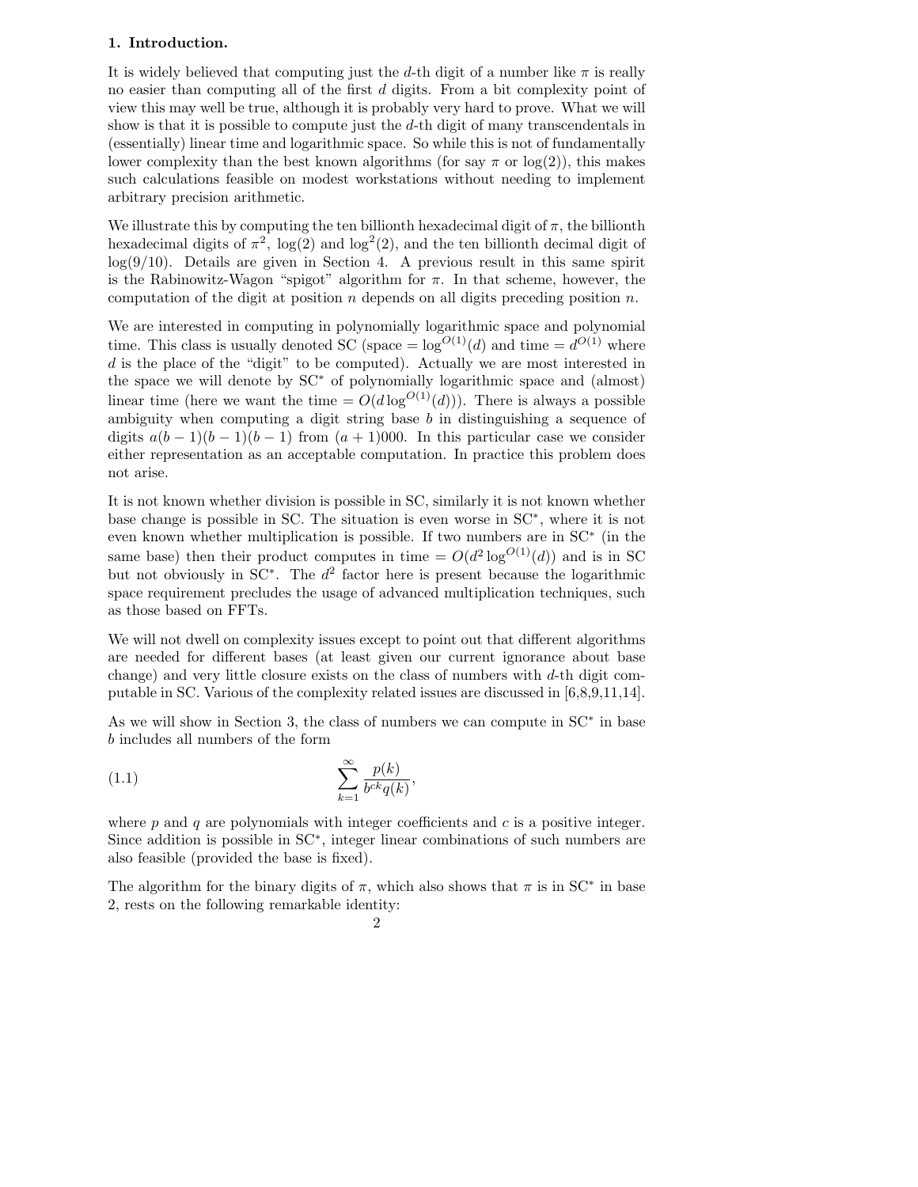## 1. Introduction.

It is widely believed that computing just the $d$-th digit of a number like $\pi$ is really no easier than computing all of the first $d$ digits. From a bit complexity point of view this may well be true, although it is probably very hard to prove. What we will show is that it is possible to compute just the $d$-th digit of many transcendentals in (essentially) linear time and logarithmic space. So while this is not of fundamentally lower complexity than the best known algorithms (for say $\pi$ or $\log(2)$), this makes such calculations feasible on modest workstations without needing to implement arbitrary precision arithmetic.

We illustrate this by computing the ten billionth hexadecimal digit of $\pi$, the billionth hexadecimal digits of $\pi^2$, $\log(2)$ and $\log^2(2)$, and the ten billionth decimal digit of $\log(9/10)$. Details are given in Section 4. A previous result in this same spirit is the Rabinowitz-Wagon "spigot" algorithm for $\pi$. In that scheme, however, the computation of the digit at position $n$ depends on all digits preceding position $n$.

We are interested in computing in polynomially logarithmic space and polynomial time. This class is usually denoted SC (space $= \log^{O(1)}(d)$ and time $= d^{O(1)}$ where $d$ is the place of the "digit" to be computed). Actually we are most interested in the space we will denote by SC$^*$ of polynomially logarithmic space and (almost) linear time (here we want the time $= O(d \log^{O(1)}(d))$). There is always a possible ambiguity when computing a digit string base $b$ in distinguishing a sequence of digits $a(b-1)(b-1)(b-1)$ from $(a+1)000$. In this particular case we consider either representation as an acceptable computation. In practice this problem does not arise.

It is not known whether division is possible in SC, similarly it is not known whether base change is possible in SC. The situation is even worse in SC$^*$, where it is not even known whether multiplication is possible. If two numbers are in SC$^*$ (in the same base) then their product computes in time $= O(d^2 \log^{O(1)}(d))$ and is in SC but not obviously in SC$^*$. The $d^2$ factor here is present because the logarithmic space requirement precludes the usage of advanced multiplication techniques, such as those based on FFTs.

We will not dwell on complexity issues except to point out that different algorithms are needed for different bases (at least given our current ignorance about base change) and very little closure exists on the class of numbers with $d$-th digit computable in SC. Various of the complexity related issues are discussed in [6,8,9,11,14].

As we will show in Section 3, the class of numbers we can compute in SC$^*$ in base $b$ includes all numbers of the form

$$\sum_{k=1}^{\infty} \frac{p(k)}{b^{ck} q(k)}, \tag{1.1}$$

where $p$ and $q$ are polynomials with integer coefficients and $c$ is a positive integer. Since addition is possible in SC$^*$, integer linear combinations of such numbers are also feasible (provided the base is fixed).

The algorithm for the binary digits of $\pi$, which also shows that $\pi$ is in SC$^*$ in base 2, rests on the following remarkable identity: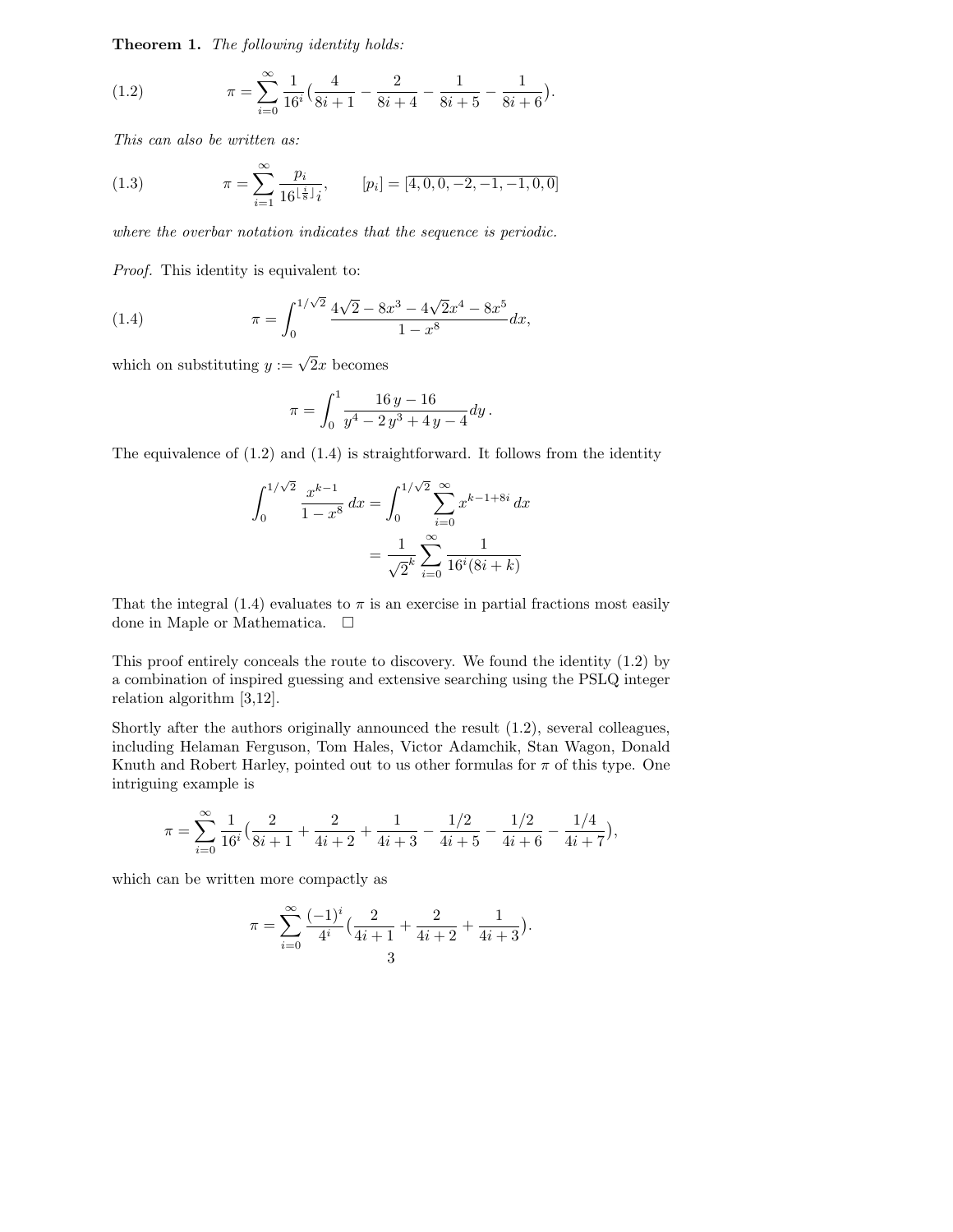**Theorem 1.** *The following identity holds:*

$$\pi = \sum_{i=0}^{\infty} \frac{1}{16^i}\left(\frac{4}{8i+1} - \frac{2}{8i+4} - \frac{1}{8i+5} - \frac{1}{8i+6}\right). \tag{1.2}$$

*This can also be written as:*

$$\pi = \sum_{i=1}^{\infty} \frac{p_i}{16^{\lfloor \frac{i}{8} \rfloor} i}, \qquad [p_i] = \overline{[4, 0, 0, -2, -1, -1, 0, 0]} \tag{1.3}$$

*where the overbar notation indicates that the sequence is periodic.*

*Proof.* This identity is equivalent to:

$$\pi = \int_0^{1/\sqrt{2}} \frac{4\sqrt{2} - 8x^3 - 4\sqrt{2}x^4 - 8x^5}{1 - x^8} dx, \tag{1.4}$$

which on substituting $y := \sqrt{2}x$ becomes

$$\pi = \int_0^1 \frac{16\, y - 16}{y^4 - 2\, y^3 + 4\, y - 4} dy\,.$$

The equivalence of (1.2) and (1.4) is straightforward. It follows from the identity

$$\begin{aligned}\int_0^{1/\sqrt{2}} \frac{x^{k-1}}{1 - x^8}\, dx &= \int_0^{1/\sqrt{2}} \sum_{i=0}^{\infty} x^{k-1+8i}\, dx \\ &= \frac{1}{\sqrt{2}^k} \sum_{i=0}^{\infty} \frac{1}{16^i(8i+k)}\end{aligned}$$

That the integral (1.4) evaluates to $\pi$ is an exercise in partial fractions most easily done in Maple or Mathematica. $\square$

This proof entirely conceals the route to discovery. We found the identity (1.2) by a combination of inspired guessing and extensive searching using the PSLQ integer relation algorithm [3,12].

Shortly after the authors originally announced the result (1.2), several colleagues, including Helaman Ferguson, Tom Hales, Victor Adamchik, Stan Wagon, Donald Knuth and Robert Harley, pointed out to us other formulas for $\pi$ of this type. One intriguing example is

$$\pi = \sum_{i=0}^{\infty} \frac{1}{16^i}\left(\frac{2}{8i+1} + \frac{2}{4i+2} + \frac{1}{4i+3} - \frac{1/2}{4i+5} - \frac{1/2}{4i+6} - \frac{1/4}{4i+7}\right),$$

which can be written more compactly as

$$\pi = \sum_{i=0}^{\infty} \frac{(-1)^i}{4^i}\left(\frac{2}{4i+1} + \frac{2}{4i+2} + \frac{1}{4i+3}\right).$$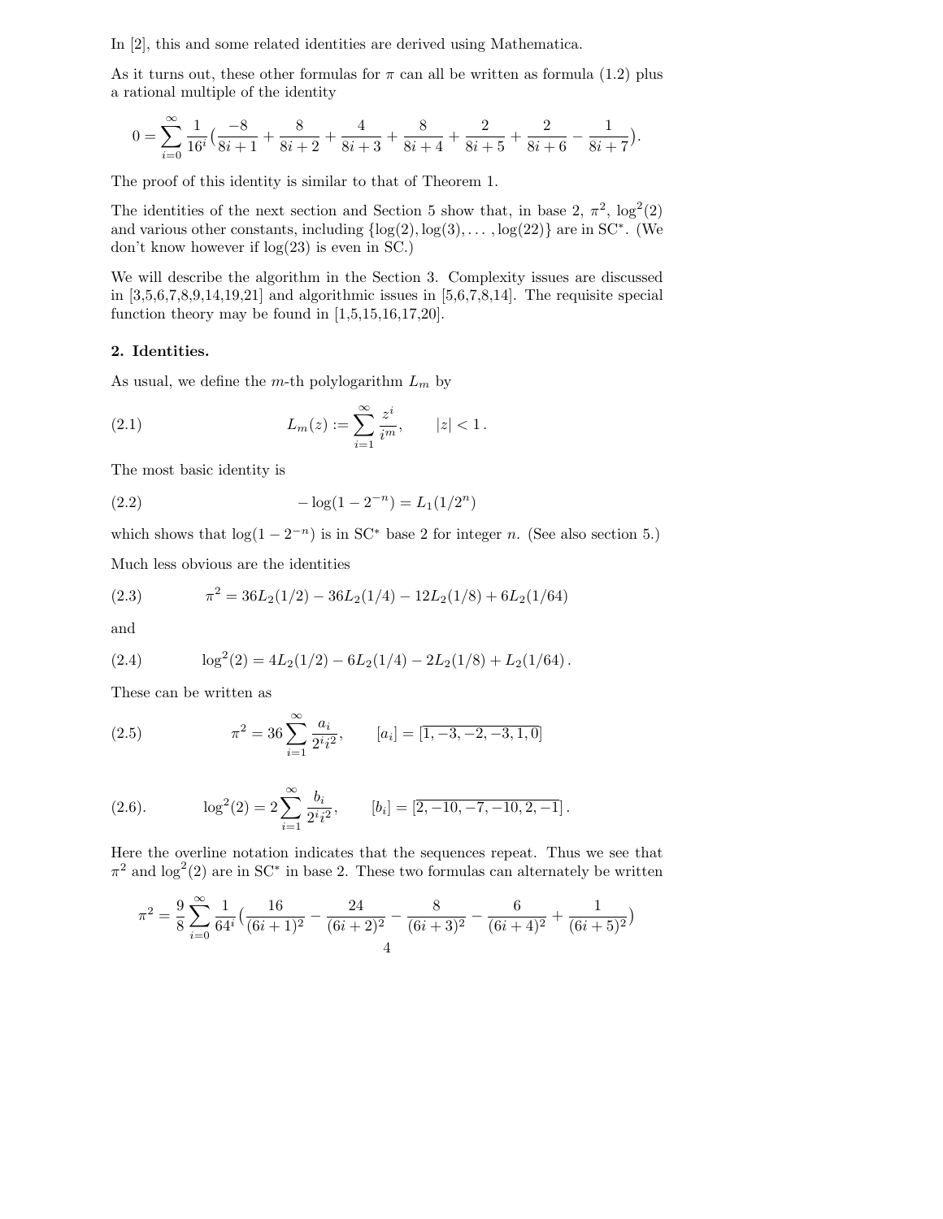In [2], this and some related identities are derived using Mathematica.

As it turns out, these other formulas for $\pi$ can all be written as formula (1.2) plus a rational multiple of the identity

$$0 = \sum_{i=0}^{\infty} \frac{1}{16^i}\Big(\frac{-8}{8i+1} + \frac{8}{8i+2} + \frac{4}{8i+3} + \frac{8}{8i+4} + \frac{2}{8i+5} + \frac{2}{8i+6} - \frac{1}{8i+7}\Big).$$

The proof of this identity is similar to that of Theorem 1.

The identities of the next section and Section 5 show that, in base 2, $\pi^2$, $\log^2(2)$ and various other constants, including $\{\log(2), \log(3), \ldots, \log(22)\}$ are in SC$^*$. (We don't know however if $\log(23)$ is even in SC.)

We will describe the algorithm in the Section 3. Complexity issues are discussed in [3,5,6,7,8,9,14,19,21] and algorithmic issues in [5,6,7,8,14]. The requisite special function theory may be found in [1,5,15,16,17,20].

## 2. Identities.

As usual, we define the $m$-th polylogarithm $L_m$ by

$$L_m(z) := \sum_{i=1}^{\infty} \frac{z^i}{i^m}, \qquad |z| < 1\,. \tag{2.1}$$

The most basic identity is

$$-\log(1 - 2^{-n}) = L_1(1/2^n) \tag{2.2}$$

which shows that $\log(1-2^{-n})$ is in SC$^*$ base 2 for integer $n$. (See also section 5.)

Much less obvious are the identities

$$\pi^2 = 36 L_2(1/2) - 36 L_2(1/4) - 12 L_2(1/8) + 6 L_2(1/64) \tag{2.3}$$

and

$$\log^2(2) = 4 L_2(1/2) - 6 L_2(1/4) - 2 L_2(1/8) + L_2(1/64)\,. \tag{2.4}$$

These can be written as

$$\pi^2 = 36 \sum_{i=1}^{\infty} \frac{a_i}{2^i i^2}, \qquad [a_i] = [\overline{1, -3, -2, -3, 1, 0}] \tag{2.5}$$

$$\log^2(2) = 2 \sum_{i=1}^{\infty} \frac{b_i}{2^i i^2}, \qquad [b_i] = [\overline{2, -10, -7, -10, 2, -1}]\,. \tag{2.6}$$

Here the overline notation indicates that the sequences repeat. Thus we see that $\pi^2$ and $\log^2(2)$ are in SC$^*$ in base 2. These two formulas can alternately be written

$$\pi^2 = \frac{9}{8} \sum_{i=0}^{\infty} \frac{1}{64^i}\Big(\frac{16}{(6i+1)^2} - \frac{24}{(6i+2)^2} - \frac{8}{(6i+3)^2} - \frac{6}{(6i+4)^2} + \frac{1}{(6i+5)^2}\Big)$$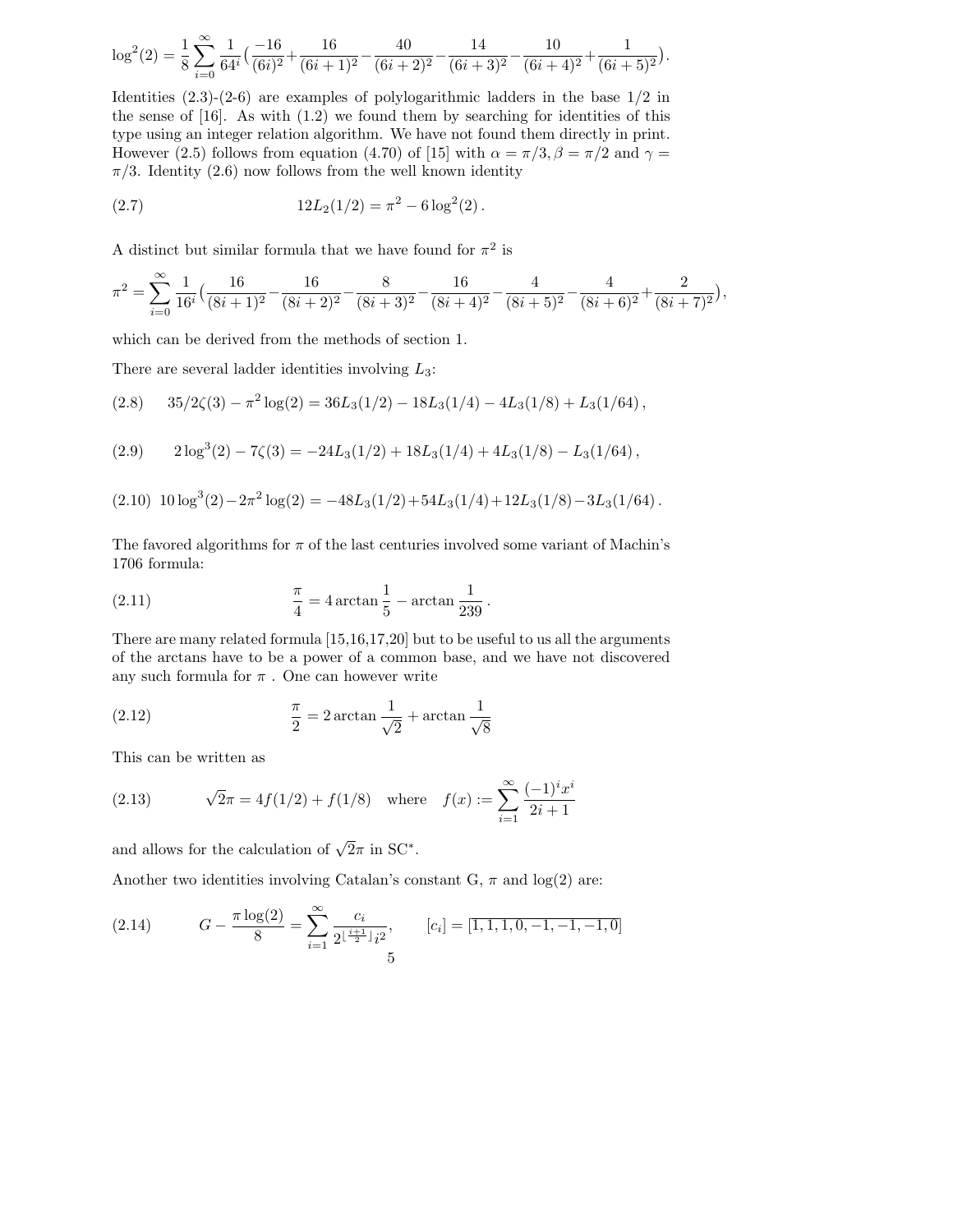$$\log^2(2) = \frac{1}{8}\sum_{i=0}^{\infty} \frac{1}{64^i}\Big(\frac{-16}{(6i)^2} + \frac{16}{(6i+1)^2} - \frac{40}{(6i+2)^2} - \frac{14}{(6i+3)^2} - \frac{10}{(6i+4)^2} + \frac{1}{(6i+5)^2}\Big).$$

Identities (2.3)-(2-6) are examples of polylogarithmic ladders in the base $1/2$ in the sense of [16]. As with (1.2) we found them by searching for identities of this type using an integer relation algorithm. We have not found them directly in print. However (2.5) follows from equation (4.70) of [15] with $\alpha = \pi/3, \beta = \pi/2$ and $\gamma = \pi/3$. Identity (2.6) now follows from the well known identity

$$12L_2(1/2) = \pi^2 - 6\log^2(2)\,. \tag{2.7}$$

A distinct but similar formula that we have found for $\pi^2$ is

$$\pi^2 = \sum_{i=0}^{\infty} \frac{1}{16^i}\Big(\frac{16}{(8i+1)^2} - \frac{16}{(8i+2)^2} - \frac{8}{(8i+3)^2} - \frac{16}{(8i+4)^2} - \frac{4}{(8i+5)^2} - \frac{4}{(8i+6)^2} + \frac{2}{(8i+7)^2}\Big),$$

which can be derived from the methods of section 1.

There are several ladder identities involving $L_3$:

$$35/2\zeta(3) - \pi^2\log(2) = 36L_3(1/2) - 18L_3(1/4) - 4L_3(1/8) + L_3(1/64)\,, \tag{2.8}$$

$$2\log^3(2) - 7\zeta(3) = -24L_3(1/2) + 18L_3(1/4) + 4L_3(1/8) - L_3(1/64)\,, \tag{2.9}$$

$$10\log^3(2) - 2\pi^2\log(2) = -48L_3(1/2) + 54L_3(1/4) + 12L_3(1/8) - 3L_3(1/64)\,. \tag{2.10}$$

The favored algorithms for $\pi$ of the last centuries involved some variant of Machin's 1706 formula:

$$\frac{\pi}{4} = 4\arctan\frac{1}{5} - \arctan\frac{1}{239}\,. \tag{2.11}$$

There are many related formula [15,16,17,20] but to be useful to us all the arguments of the arctans have to be a power of a common base, and we have not discovered any such formula for $\pi$ . One can however write

$$\frac{\pi}{2} = 2\arctan\frac{1}{\sqrt{2}} + \arctan\frac{1}{\sqrt{8}} \tag{2.12}$$

This can be written as

$$\sqrt{2}\pi = 4f(1/2) + f(1/8) \quad \text{where} \quad f(x) := \sum_{i=1}^{\infty} \frac{(-1)^i x^i}{2i+1} \tag{2.13}$$

and allows for the calculation of $\sqrt{2}\pi$ in SC$^*$.

Another two identities involving Catalan's constant G, $\pi$ and $\log(2)$ are:

$$G - \frac{\pi\log(2)}{8} = \sum_{i=1}^{\infty} \frac{c_i}{2^{\lfloor\frac{i+1}{2}\rfloor} i^2}, \qquad [c_i] = \overline{[1,1,1,0,-1,-1,-1,0]} \tag{2.14}$$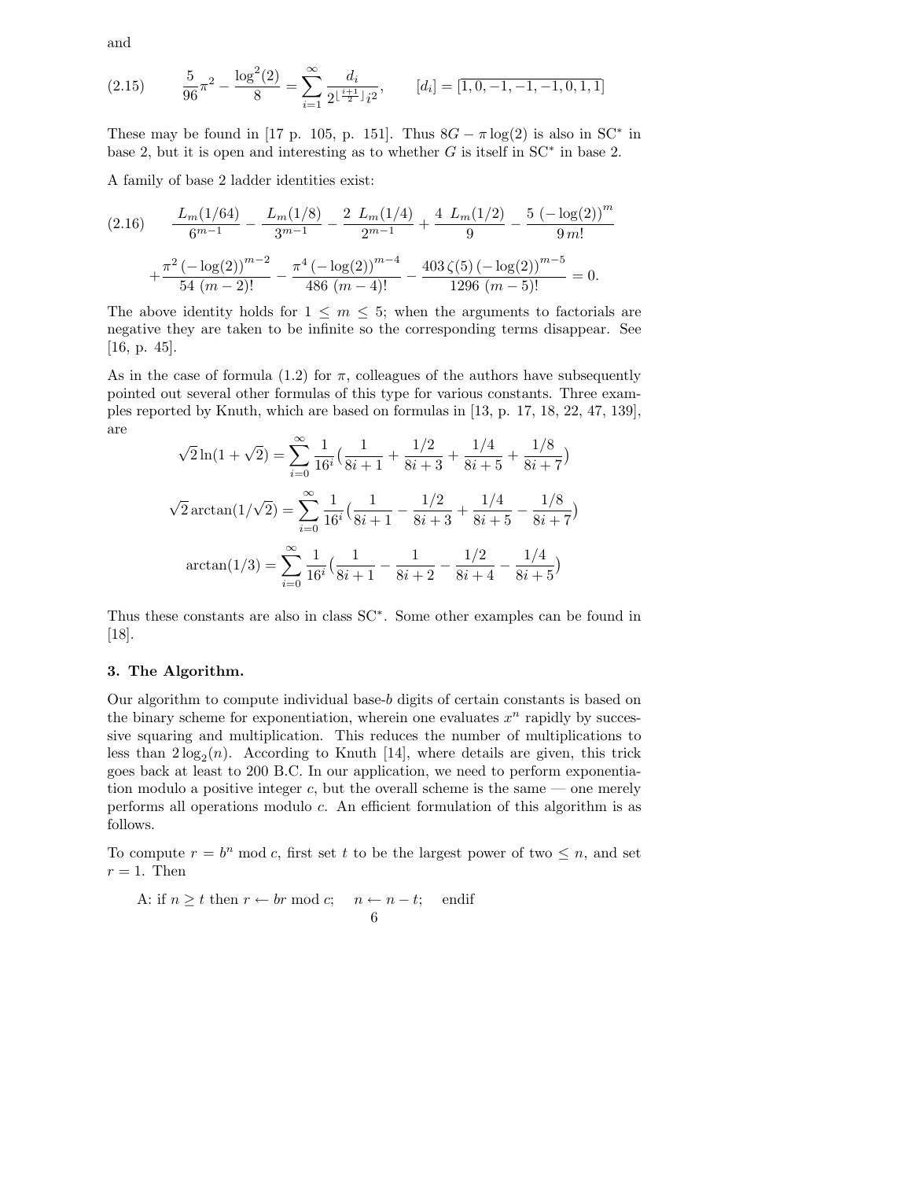and

$$\frac{5}{96}\pi^2 - \frac{\log^2(2)}{8} = \sum_{i=1}^{\infty} \frac{d_i}{2^{\lfloor \frac{i+1}{2} \rfloor} i^2}, \qquad [d_i] = \overline{[1, 0, -1, -1, -1, 0, 1, 1]} \tag{2.15}$$

These may be found in [17 p. 105, p. 151]. Thus $8G - \pi \log(2)$ is also in SC* in base 2, but it is open and interesting as to whether $G$ is itself in SC* in base 2.

A family of base 2 ladder identities exist:

$$\frac{L_m(1/64)}{6^{m-1}} - \frac{L_m(1/8)}{3^{m-1}} - \frac{2\ L_m(1/4)}{2^{m-1}} + \frac{4\ L_m(1/2)}{9} - \frac{5\ (-\log(2))^m}{9\, m!} \tag{2.16}$$

$$+ \frac{\pi^2\,(-\log(2))^{m-2}}{54\ (m-2)!} - \frac{\pi^4\,(-\log(2))^{m-4}}{486\ (m-4)!} - \frac{403\,\zeta(5)\,(-\log(2))^{m-5}}{1296\ (m-5)!} = 0.$$

The above identity holds for $1 \le m \le 5$; when the arguments to factorials are negative they are taken to be infinite so the corresponding terms disappear. See [16, p. 45].

As in the case of formula (1.2) for $\pi$, colleagues of the authors have subsequently pointed out several other formulas of this type for various constants. Three examples reported by Knuth, which are based on formulas in [13, p. 17, 18, 22, 47, 139], are

$$\sqrt{2}\ln(1+\sqrt{2}) = \sum_{i=0}^{\infty} \frac{1}{16^i}\Big(\frac{1}{8i+1} + \frac{1/2}{8i+3} + \frac{1/4}{8i+5} + \frac{1/8}{8i+7}\Big)$$

$$\sqrt{2}\arctan(1/\sqrt{2}) = \sum_{i=0}^{\infty} \frac{1}{16^i}\Big(\frac{1}{8i+1} - \frac{1/2}{8i+3} + \frac{1/4}{8i+5} - \frac{1/8}{8i+7}\Big)$$

$$\arctan(1/3) = \sum_{i=0}^{\infty} \frac{1}{16^i}\Big(\frac{1}{8i+1} - \frac{1}{8i+2} - \frac{1/2}{8i+4} - \frac{1/4}{8i+5}\Big)$$

Thus these constants are also in class SC*. Some other examples can be found in [18].

### 3. The Algorithm.

Our algorithm to compute individual base-$b$ digits of certain constants is based on the binary scheme for exponentiation, wherein one evaluates $x^n$ rapidly by successive squaring and multiplication. This reduces the number of multiplications to less than $2\log_2(n)$. According to Knuth [14], where details are given, this trick goes back at least to 200 B.C. In our application, we need to perform exponentiation modulo a positive integer $c$, but the overall scheme is the same — one merely performs all operations modulo $c$. An efficient formulation of this algorithm is as follows.

To compute $r = b^n \bmod c$, first set $t$ to be the largest power of two $\le n$, and set $r = 1$. Then

A: if $n \ge t$ then $r \leftarrow br \bmod c$; $\quad n \leftarrow n - t$; $\quad$ endif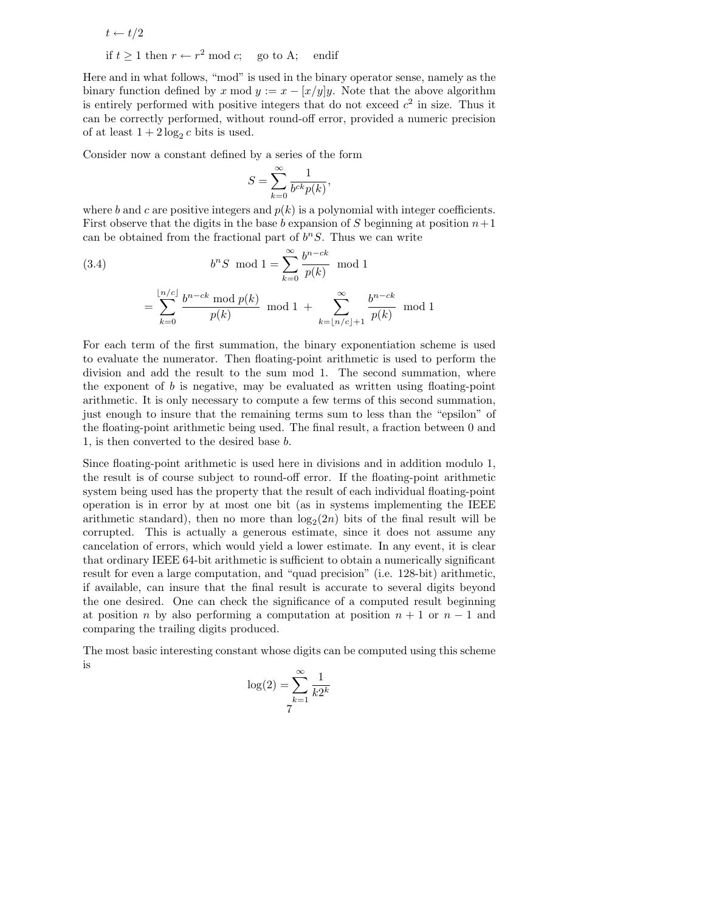$t \leftarrow t/2$

if $t \geq 1$ then $r \leftarrow r^2 \bmod c$; go to A; endif

Here and in what follows, "mod" is used in the binary operator sense, namely as the binary function defined by $x \bmod y := x - [x/y]y$. Note that the above algorithm is entirely performed with positive integers that do not exceed $c^2$ in size. Thus it can be correctly performed, without round-off error, provided a numeric precision of at least $1 + 2\log_2 c$ bits is used.

Consider now a constant defined by a series of the form

$$S = \sum_{k=0}^{\infty} \frac{1}{b^{ck} p(k)},$$

where $b$ and $c$ are positive integers and $p(k)$ is a polynomial with integer coefficients. First observe that the digits in the base $b$ expansion of $S$ beginning at position $n+1$ can be obtained from the fractional part of $b^n S$. Thus we can write

$$b^n S \bmod 1 = \sum_{k=0}^{\infty} \frac{b^{n-ck}}{p(k)} \bmod 1 \tag{3.4}$$

$$= \sum_{k=0}^{\lfloor n/c \rfloor} \frac{b^{n-ck} \bmod p(k)}{p(k)} \bmod 1 \; + \sum_{k=\lfloor n/c \rfloor + 1}^{\infty} \frac{b^{n-ck}}{p(k)} \bmod 1$$

For each term of the first summation, the binary exponentiation scheme is used to evaluate the numerator. Then floating-point arithmetic is used to perform the division and add the result to the sum mod 1. The second summation, where the exponent of $b$ is negative, may be evaluated as written using floating-point arithmetic. It is only necessary to compute a few terms of this second summation, just enough to insure that the remaining terms sum to less than the "epsilon" of the floating-point arithmetic being used. The final result, a fraction between 0 and 1, is then converted to the desired base $b$.

Since floating-point arithmetic is used here in divisions and in addition modulo 1, the result is of course subject to round-off error. If the floating-point arithmetic system being used has the property that the result of each individual floating-point operation is in error by at most one bit (as in systems implementing the IEEE arithmetic standard), then no more than $\log_2(2n)$ bits of the final result will be corrupted. This is actually a generous estimate, since it does not assume any cancelation of errors, which would yield a lower estimate. In any event, it is clear that ordinary IEEE 64-bit arithmetic is sufficient to obtain a numerically significant result for even a large computation, and "quad precision" (i.e. 128-bit) arithmetic, if available, can insure that the final result is accurate to several digits beyond the one desired. One can check the significance of a computed result beginning at position $n$ by also performing a computation at position $n+1$ or $n-1$ and comparing the trailing digits produced.

The most basic interesting constant whose digits can be computed using this scheme is

$$\log(2) = \sum_{k=1}^{\infty} \frac{1}{k 2^k}$$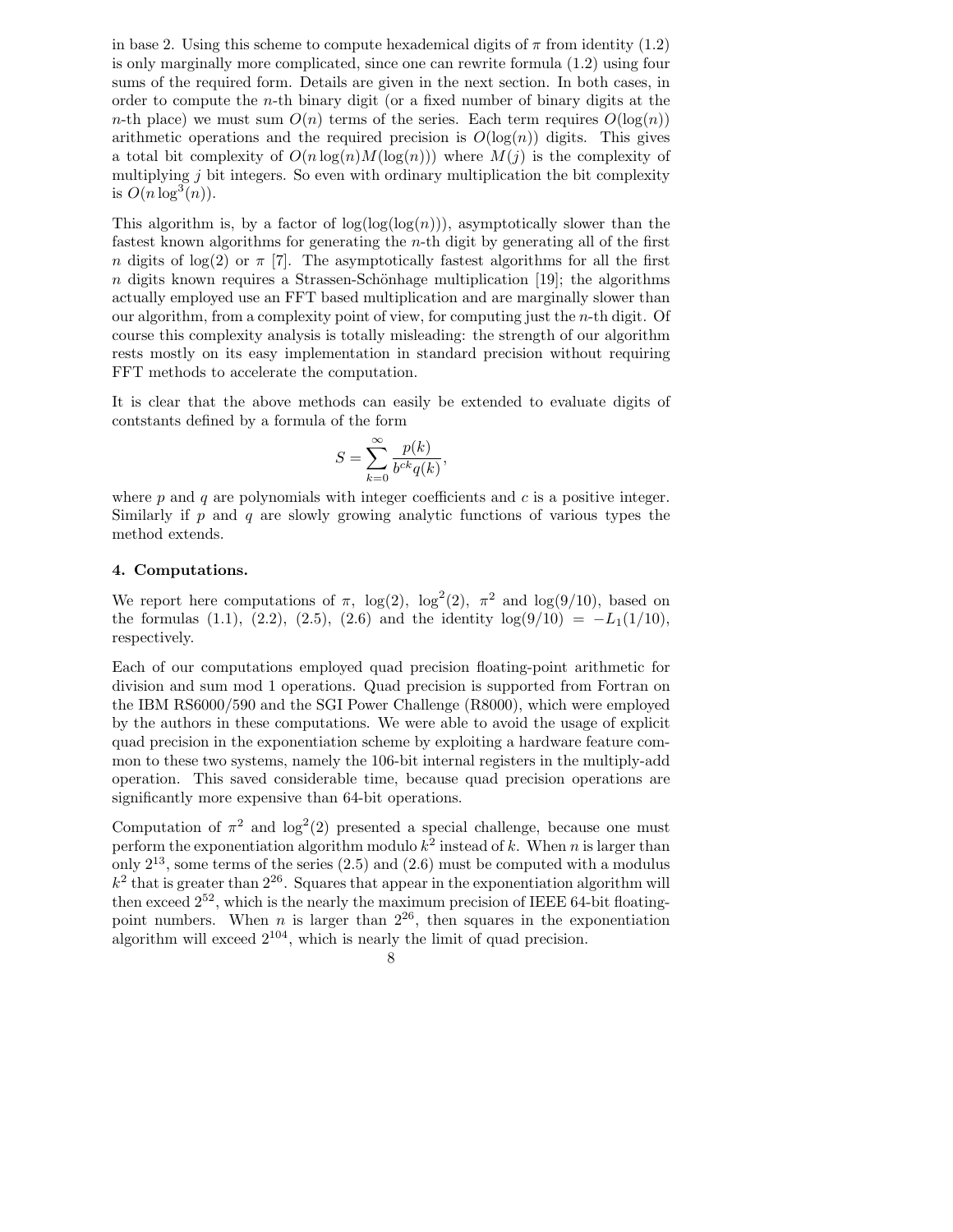in base 2. Using this scheme to compute hexademical digits of $\pi$ from identity (1.2) is only marginally more complicated, since one can rewrite formula (1.2) using four sums of the required form. Details are given in the next section. In both cases, in order to compute the $n$-th binary digit (or a fixed number of binary digits at the $n$-th place) we must sum $O(n)$ terms of the series. Each term requires $O(\log(n))$ arithmetic operations and the required precision is $O(\log(n))$ digits. This gives a total bit complexity of $O(n \log(n) M(\log(n)))$ where $M(j)$ is the complexity of multiplying $j$ bit integers. So even with ordinary multiplication the bit complexity is $O(n \log^3(n))$.

This algorithm is, by a factor of $\log(\log(\log(n)))$, asymptotically slower than the fastest known algorithms for generating the $n$-th digit by generating all of the first $n$ digits of $\log(2)$ or $\pi$ [7]. The asymptotically fastest algorithms for all the first $n$ digits known requires a Strassen-Schönhage multiplication [19]; the algorithms actually employed use an FFT based multiplication and are marginally slower than our algorithm, from a complexity point of view, for computing just the $n$-th digit. Of course this complexity analysis is totally misleading: the strength of our algorithm rests mostly on its easy implementation in standard precision without requiring FFT methods to accelerate the computation.

It is clear that the above methods can easily be extended to evaluate digits of contstants defined by a formula of the form

$$S = \sum_{k=0}^{\infty} \frac{p(k)}{b^{ck} q(k)},$$

where $p$ and $q$ are polynomials with integer coefficients and $c$ is a positive integer. Similarly if $p$ and $q$ are slowly growing analytic functions of various types the method extends.

#### 4. Computations.

We report here computations of $\pi$, $\log(2)$, $\log^2(2)$, $\pi^2$ and $\log(9/10)$, based on the formulas (1.1), (2.2), (2.5), (2.6) and the identity $\log(9/10) = -L_1(1/10)$, respectively.

Each of our computations employed quad precision floating-point arithmetic for division and sum mod 1 operations. Quad precision is supported from Fortran on the IBM RS6000/590 and the SGI Power Challenge (R8000), which were employed by the authors in these computations. We were able to avoid the usage of explicit quad precision in the exponentiation scheme by exploiting a hardware feature common to these two systems, namely the 106-bit internal registers in the multiply-add operation. This saved considerable time, because quad precision operations are significantly more expensive than 64-bit operations.

Computation of $\pi^2$ and $\log^2(2)$ presented a special challenge, because one must perform the exponentiation algorithm modulo $k^2$ instead of $k$. When $n$ is larger than only $2^{13}$, some terms of the series (2.5) and (2.6) must be computed with a modulus $k^2$ that is greater than $2^{26}$. Squares that appear in the exponentiation algorithm will then exceed $2^{52}$, which is the nearly the maximum precision of IEEE 64-bit floating-point numbers. When $n$ is larger than $2^{26}$, then squares in the exponentiation algorithm will exceed $2^{104}$, which is nearly the limit of quad precision.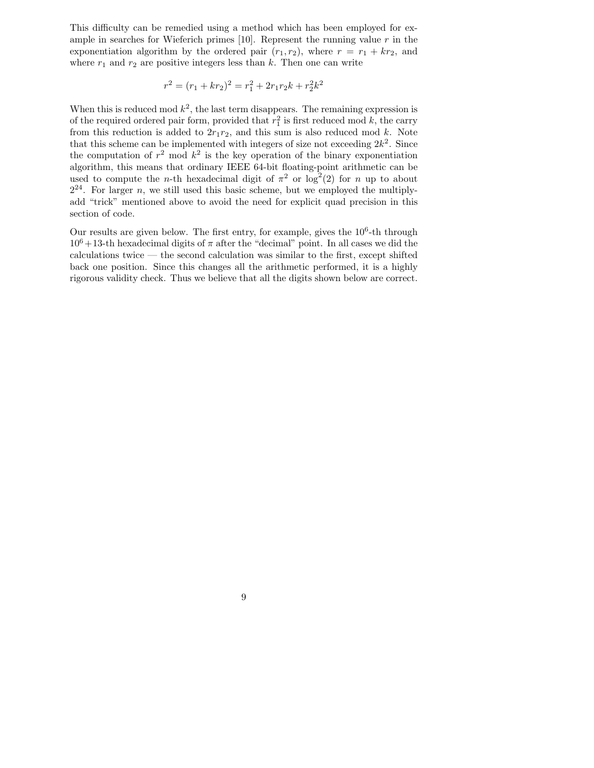This difficulty can be remedied using a method which has been employed for example in searches for Wieferich primes [10]. Represent the running value $r$ in the exponentiation algorithm by the ordered pair $(r_1, r_2)$, where $r = r_1 + kr_2$, and where $r_1$ and $r_2$ are positive integers less than $k$. Then one can write

$$r^2 = (r_1 + kr_2)^2 = r_1^2 + 2r_1r_2k + r_2^2k^2$$

When this is reduced mod $k^2$, the last term disappears. The remaining expression is of the required ordered pair form, provided that $r_1^2$ is first reduced mod $k$, the carry from this reduction is added to $2r_1r_2$, and this sum is also reduced mod $k$. Note that this scheme can be implemented with integers of size not exceeding $2k^2$. Since the computation of $r^2 \bmod k^2$ is the key operation of the binary exponentiation algorithm, this means that ordinary IEEE 64-bit floating-point arithmetic can be used to compute the $n$-th hexadecimal digit of $\pi^2$ or $\log^2(2)$ for $n$ up to about $2^{24}$. For larger $n$, we still used this basic scheme, but we employed the multiply-add "trick" mentioned above to avoid the need for explicit quad precision in this section of code.

Our results are given below. The first entry, for example, gives the $10^6$-th through $10^6+13$-th hexadecimal digits of $\pi$ after the "decimal" point. In all cases we did the calculations twice — the second calculation was similar to the first, except shifted back one position. Since this changes all the arithmetic performed, it is a highly rigorous validity check. Thus we believe that all the digits shown below are correct.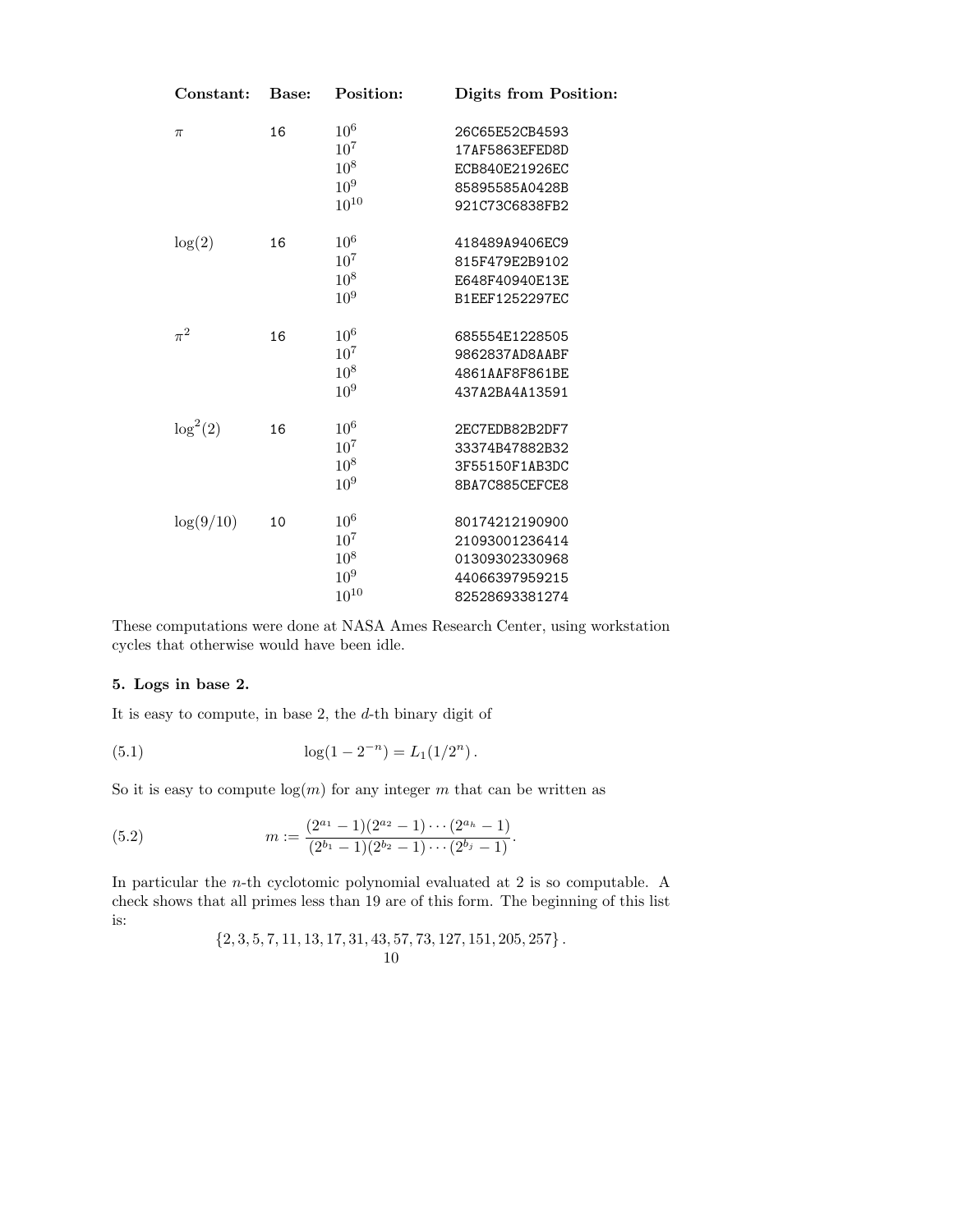| Constant: | Base: | Position: | Digits from Position: |
|---|---|---|---|
| $\pi$ | 16 | $10^6$ | 26C65E52CB4593 |
| | | $10^7$ | 17AF5863EFED8D |
| | | $10^8$ | ECB840E21926EC |
| | | $10^9$ | 85895585A0428B |
| | | $10^{10}$ | 921C73C6838FB2 |
| $\log(2)$ | 16 | $10^6$ | 418489A9406EC9 |
| | | $10^7$ | 815F479E2B9102 |
| | | $10^8$ | E648F40940E13E |
| | | $10^9$ | B1EEF1252297EC |
| $\pi^2$ | 16 | $10^6$ | 685554E1228505 |
| | | $10^7$ | 9862837AD8AABF |
| | | $10^8$ | 4861AAF8F861BE |
| | | $10^9$ | 437A2BA4A13591 |
| $\log^2(2)$ | 16 | $10^6$ | 2EC7EDB82B2DF7 |
| | | $10^7$ | 33374B47882B32 |
| | | $10^8$ | 3F55150F1AB3DC |
| | | $10^9$ | 8BA7C885CEFCE8 |
| $\log(9/10)$ | 10 | $10^6$ | 80174212190900 |
| | | $10^7$ | 21093001236414 |
| | | $10^8$ | 01309302330968 |
| | | $10^9$ | 44066397959215 |
| | | $10^{10}$ | 82528693381274 |

These computations were done at NASA Ames Research Center, using workstation cycles that otherwise would have been idle.

### 5. Logs in base 2.

It is easy to compute, in base 2, the $d$-th binary digit of

$$\log(1 - 2^{-n}) = L_1(1/2^n)\,. \tag{5.1}$$

So it is easy to compute $\log(m)$ for any integer $m$ that can be written as

$$m := \frac{(2^{a_1}-1)(2^{a_2}-1)\cdots(2^{a_h}-1)}{(2^{b_1}-1)(2^{b_2}-1)\cdots(2^{b_j}-1)}\,. \tag{5.2}$$

In particular the $n$-th cyclotomic polynomial evaluated at 2 is so computable. A check shows that all primes less than 19 are of this form. The beginning of this list is:

$$\{2, 3, 5, 7, 11, 13, 17, 31, 43, 57, 73, 127, 151, 205, 257\}\,.$$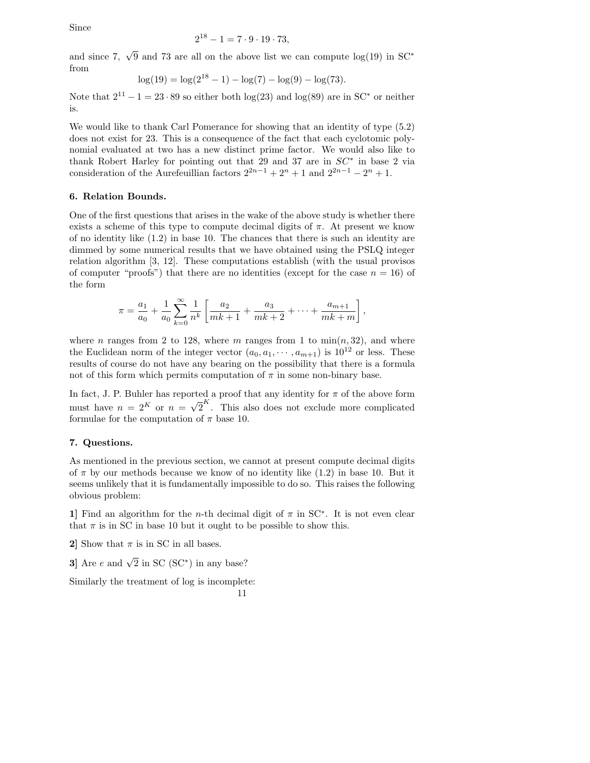Since

$$2^{18} - 1 = 7 \cdot 9 \cdot 19 \cdot 73,$$

and since 7, $\sqrt{9}$ and 73 are all on the above list we can compute $\log(19)$ in SC* from

$$\log(19) = \log(2^{18} - 1) - \log(7) - \log(9) - \log(73).$$

Note that $2^{11} - 1 = 23 \cdot 89$ so either both $\log(23)$ and $\log(89)$ are in SC* or neither is.

We would like to thank Carl Pomerance for showing that an identity of type (5.2) does not exist for 23. This is a consequence of the fact that each cyclotomic polynomial evaluated at two has a new distinct prime factor. We would also like to thank Robert Harley for pointing out that 29 and 37 are in $SC^*$ in base 2 via consideration of the Aurefeuillian factors $2^{2n-1} + 2^n + 1$ and $2^{2n-1} - 2^n + 1$.

**6. Relation Bounds.**

One of the first questions that arises in the wake of the above study is whether there exists a scheme of this type to compute decimal digits of $\pi$. At present we know of no identity like (1.2) in base 10. The chances that there is such an identity are dimmed by some numerical results that we have obtained using the PSLQ integer relation algorithm [3, 12]. These computations establish (with the usual provisos of computer "proofs") that there are no identities (except for the case $n = 16$) of the form

$$\pi = \frac{a_1}{a_0} + \frac{1}{a_0} \sum_{k=0}^{\infty} \frac{1}{n^k} \left[ \frac{a_2}{mk+1} + \frac{a_3}{mk+2} + \cdots + \frac{a_{m+1}}{mk+m} \right],$$

where $n$ ranges from 2 to 128, where $m$ ranges from 1 to $\min(n, 32)$, and where the Euclidean norm of the integer vector $(a_0, a_1, \cdots, a_{m+1})$ is $10^{12}$ or less. These results of course do not have any bearing on the possibility that there is a formula not of this form which permits computation of $\pi$ in some non-binary base.

In fact, J. P. Buhler has reported a proof that any identity for $\pi$ of the above form must have $n = 2^K$ or $n = \sqrt{2}^K$. This also does not exclude more complicated formulae for the computation of $\pi$ base 10.

**7. Questions.**

As mentioned in the previous section, we cannot at present compute decimal digits of $\pi$ by our methods because we know of no identity like (1.2) in base 10. But it seems unlikely that it is fundamentally impossible to do so. This raises the following obvious problem:

**1**] Find an algorithm for the $n$-th decimal digit of $\pi$ in SC*. It is not even clear that $\pi$ is in SC in base 10 but it ought to be possible to show this.

**2**] Show that $\pi$ is in SC in all bases.

**3**] Are $e$ and $\sqrt{2}$ in SC (SC*) in any base?

Similarly the treatment of log is incomplete: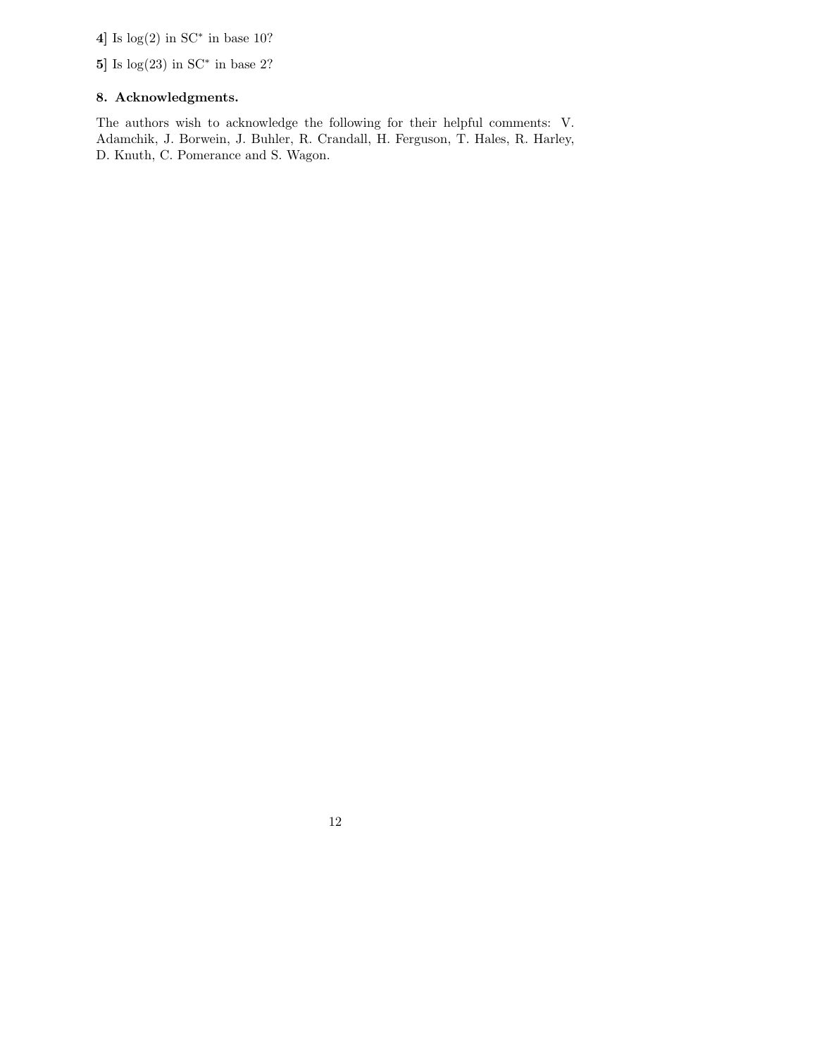**4]** Is $\log(2)$ in $\mathrm{SC}^*$ in base 10?

**5]** Is $\log(23)$ in $\mathrm{SC}^*$ in base 2?

### 8. Acknowledgments.

The authors wish to acknowledge the following for their helpful comments: V. Adamchik, J. Borwein, J. Buhler, R. Crandall, H. Ferguson, T. Hales, R. Harley, D. Knuth, C. Pomerance and S. Wagon.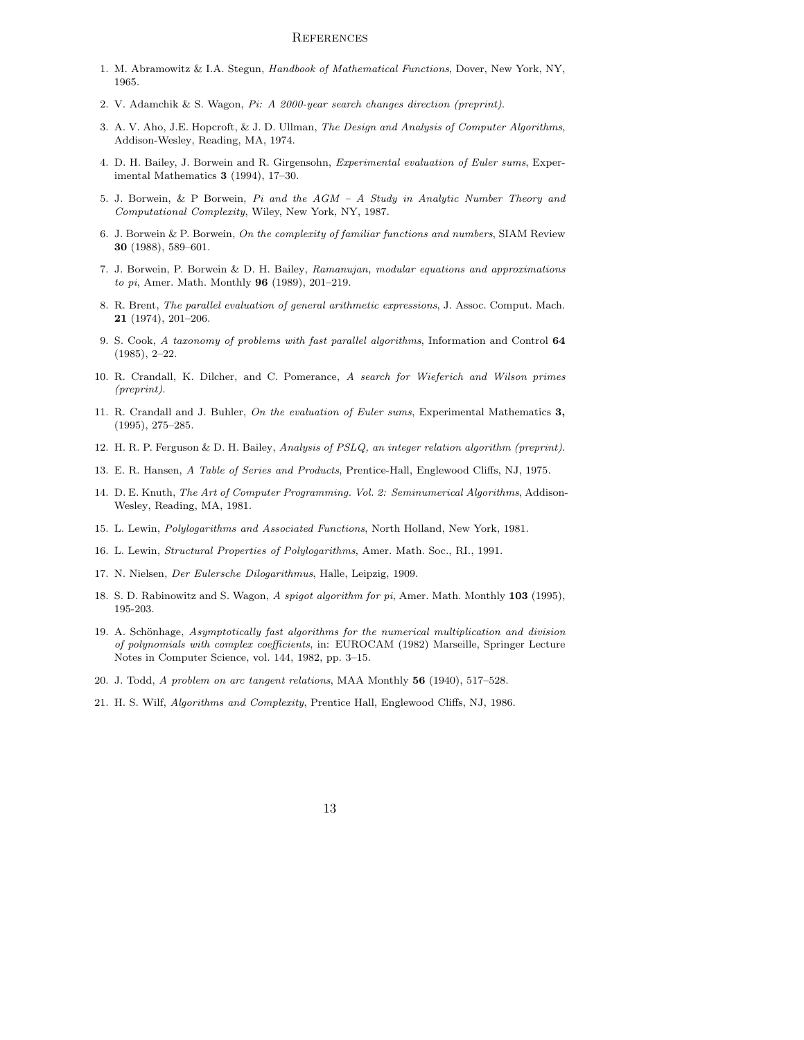# References

1. M. Abramowitz & I.A. Stegun, *Handbook of Mathematical Functions*, Dover, New York, NY, 1965.

2. V. Adamchik & S. Wagon, *Pi: A 2000-year search changes direction (preprint)*.

3. A. V. Aho, J.E. Hopcroft, & J. D. Ullman, *The Design and Analysis of Computer Algorithms*, Addison-Wesley, Reading, MA, 1974.

4. D. H. Bailey, J. Borwein and R. Girgensohn, *Experimental evaluation of Euler sums*, Experimental Mathematics **3** (1994), 17–30.

5. J. Borwein, & P Borwein, *Pi and the AGM – A Study in Analytic Number Theory and Computational Complexity*, Wiley, New York, NY, 1987.

6. J. Borwein & P. Borwein, *On the complexity of familiar functions and numbers*, SIAM Review **30** (1988), 589–601.

7. J. Borwein, P. Borwein & D. H. Bailey, *Ramanujan, modular equations and approximations to pi*, Amer. Math. Monthly **96** (1989), 201–219.

8. R. Brent, *The parallel evaluation of general arithmetic expressions*, J. Assoc. Comput. Mach. **21** (1974), 201–206.

9. S. Cook, *A taxonomy of problems with fast parallel algorithms*, Information and Control **64** (1985), 2–22.

10. R. Crandall, K. Dilcher, and C. Pomerance, *A search for Wieferich and Wilson primes (preprint)*.

11. R. Crandall and J. Buhler, *On the evaluation of Euler sums*, Experimental Mathematics **3,** (1995), 275–285.

12. H. R. P. Ferguson & D. H. Bailey, *Analysis of PSLQ, an integer relation algorithm (preprint)*.

13. E. R. Hansen, *A Table of Series and Products*, Prentice-Hall, Englewood Cliffs, NJ, 1975.

14. D. E. Knuth, *The Art of Computer Programming. Vol. 2: Seminumerical Algorithms*, Addison-Wesley, Reading, MA, 1981.

15. L. Lewin, *Polylogarithms and Associated Functions*, North Holland, New York, 1981.

16. L. Lewin, *Structural Properties of Polylogarithms*, Amer. Math. Soc., RI., 1991.

17. N. Nielsen, *Der Eulersche Dilogarithmus*, Halle, Leipzig, 1909.

18. S. D. Rabinowitz and S. Wagon, *A spigot algorithm for pi*, Amer. Math. Monthly **103** (1995), 195-203.

19. A. Schönhage, *Asymptotically fast algorithms for the numerical multiplication and division of polynomials with complex coefficients,* in: EUROCAM (1982) Marseille, Springer Lecture Notes in Computer Science, vol. 144, 1982, pp. 3–15.

20. J. Todd, *A problem on arc tangent relations*, MAA Monthly **56** (1940), 517–528.

21. H. S. Wilf, *Algorithms and Complexity*, Prentice Hall, Englewood Cliffs, NJ, 1986.